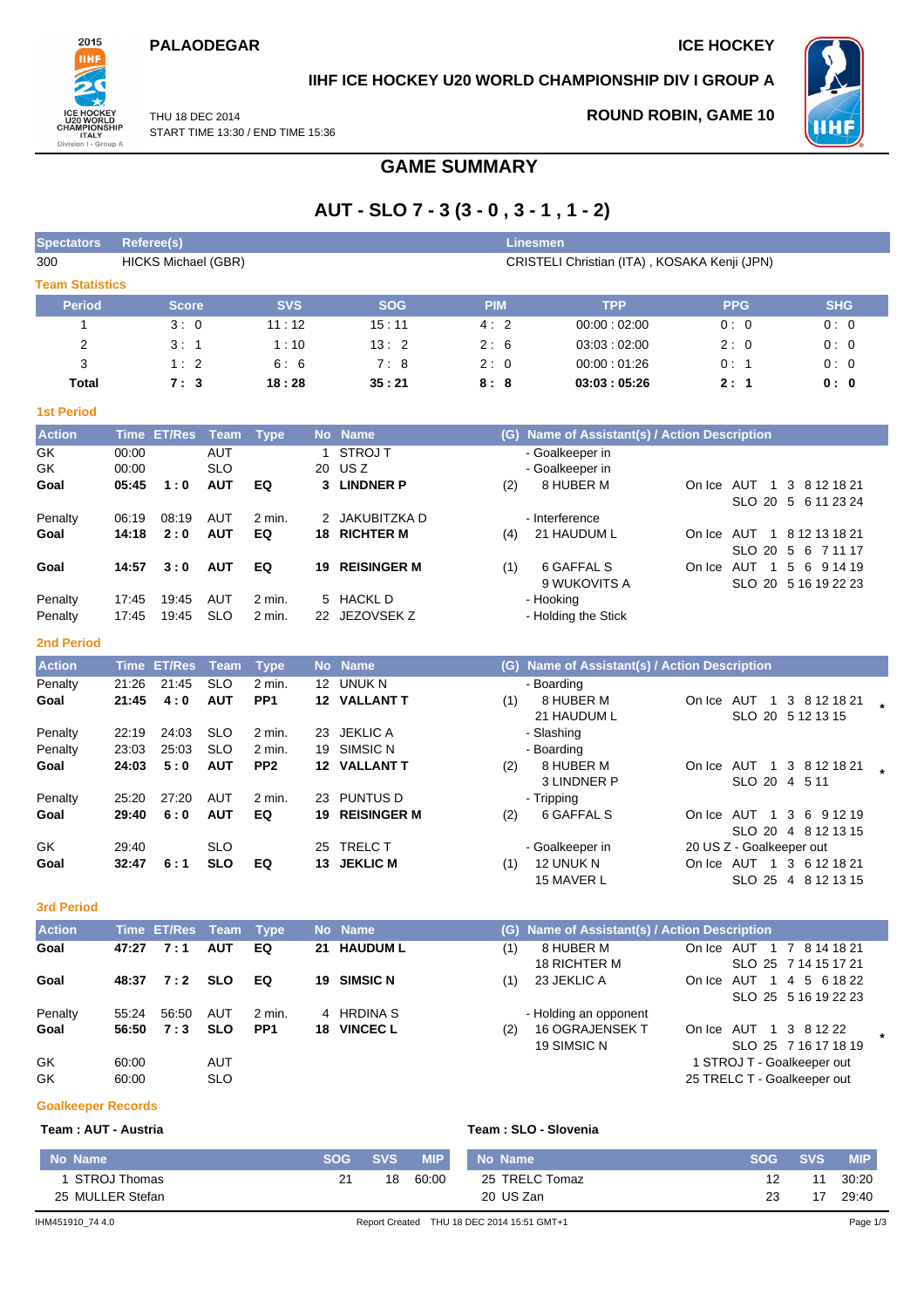PALAODEGAR

ICE HOCKEY

IIHF ICE HOCKEY U20 WORLD CHAMPIONSHIP DIV I GROUP A

THU 18 DEC 2014
START TIME 13:30 / END TIME 15:36

ROUND ROBIN, GAME 10

# GAME SUMMARY

## AUT - SLO 7 - 3 (3 - 0 , 3 - 1 , 1 - 2)

| Spectators | Referee(s) | Linesmen |
|---|---|---|
| 300 | HICKS Michael (GBR) | CRISTELI Christian (ITA) , KOSAKA Kenji (JPN) |

### Team Statistics

| Period | Score | SVS | SOG | PIM | TPP | PPG | SHG |
|---|---|---|---|---|---|---|---|
| 1 | 3 : 0 | 11 : 12 | 15 : 11 | 4 : 2 | 00:00 : 02:00 | 0 : 0 | 0 : 0 |
| 2 | 3 : 1 | 1 : 10 | 13 : 2 | 2 : 6 | 03:03 : 02:00 | 2 : 0 | 0 : 0 |
| 3 | 1 : 2 | 6 : 6 | 7 : 8 | 2 : 0 | 00:00 : 01:26 | 0 : 1 | 0 : 0 |
| **Total** | **7 : 3** | **18 : 28** | **35 : 21** | **8 : 8** | **03:03 : 05:26** | **2 : 1** | **0 : 0** |

### 1st Period

| Action | Time | ET/Res | Team | Type | No | Name | (G) | Name of Assistant(s) / Action Description | On Ice |
|---|---|---|---|---|---|---|---|---|---|
| GK | 00:00 | | AUT | | 1 | STROJ T | | - Goalkeeper in | |
| GK | 00:00 | | SLO | | 20 | US Z | | - Goalkeeper in | |
| **Goal** | **05:45** | **1 : 0** | **AUT** | **EQ** | **3** | **LINDNER P** | (2) | 8 HUBER M | On Ice AUT 1 3 8 12 18 21 SLO 20 5 6 11 23 24 |
| Penalty | 06:19 | 08:19 | AUT | 2 min. | 2 | JAKUBITZKA D | | - Interference | |
| **Goal** | **14:18** | **2 : 0** | **AUT** | **EQ** | **18** | **RICHTER M** | (4) | 21 HAUDUM L | On Ice AUT 1 8 12 13 18 21 SLO 20 5 6 7 11 17 |
| **Goal** | **14:57** | **3 : 0** | **AUT** | **EQ** | **19** | **REISINGER M** | (1) | 6 GAFFAL S, 9 WUKOVITS A | On Ice AUT 1 5 6 9 14 19 SLO 20 5 16 19 22 23 |
| Penalty | 17:45 | 19:45 | AUT | 2 min. | 5 | HACKL D | | - Hooking | |
| Penalty | 17:45 | 19:45 | SLO | 2 min. | 22 | JEZOVSEK Z | | - Holding the Stick | |

### 2nd Period

| Action | Time | ET/Res | Team | Type | No | Name | (G) | Name of Assistant(s) / Action Description | On Ice |
|---|---|---|---|---|---|---|---|---|---|
| Penalty | 21:26 | 21:45 | SLO | 2 min. | 12 | UNUK N | | - Boarding | |
| **Goal** | **21:45** | **4 : 0** | **AUT** | **PP1** | **12** | **VALLANT T** | (1) | 8 HUBER M, 21 HAUDUM L | On Ice AUT 1 3 8 12 18 21 SLO 20 5 12 13 15 * |
| Penalty | 22:19 | 24:03 | SLO | 2 min. | 23 | JEKLIC A | | - Slashing | |
| Penalty | 23:03 | 25:03 | SLO | 2 min. | 19 | SIMSIC N | | - Boarding | |
| **Goal** | **24:03** | **5 : 0** | **AUT** | **PP2** | **12** | **VALLANT T** | (2) | 8 HUBER M, 3 LINDNER P | On Ice AUT 1 3 8 12 18 21 SLO 20 4 5 11 * |
| Penalty | 25:20 | 27:20 | AUT | 2 min. | 23 | PUNTUS D | | - Tripping | |
| **Goal** | **29:40** | **6 : 0** | **AUT** | **EQ** | **19** | **REISINGER M** | (2) | 6 GAFFAL S | On Ice AUT 1 3 6 9 12 19 SLO 20 4 8 12 13 15 |
| GK | 29:40 | | SLO | | 25 | TRELC T | | - Goalkeeper in | 20 US Z - Goalkeeper out |
| **Goal** | **32:47** | **6 : 1** | **SLO** | **EQ** | **13** | **JEKLIC M** | (1) | 12 UNUK N, 15 MAVER L | On Ice AUT 1 3 6 12 18 21 SLO 25 4 8 12 13 15 |

### 3rd Period

| Action | Time | ET/Res | Team | Type | No | Name | (G) | Name of Assistant(s) / Action Description | On Ice |
|---|---|---|---|---|---|---|---|---|---|
| **Goal** | **47:27** | **7 : 1** | **AUT** | **EQ** | **21** | **HAUDUM L** | (1) | 8 HUBER M, 18 RICHTER M | On Ice AUT 1 7 8 14 18 21 SLO 25 7 14 15 17 21 |
| **Goal** | **48:37** | **7 : 2** | **SLO** | **EQ** | **19** | **SIMSIC N** | (1) | 23 JEKLIC A | On Ice AUT 1 4 5 6 18 22 SLO 25 5 16 19 22 23 |
| Penalty | 55:24 | 56:50 | AUT | 2 min. | 4 | HRDINA S | | - Holding an opponent | |
| **Goal** | **56:50** | **7 : 3** | **SLO** | **PP1** | **18** | **VINCEC L** | (2) | 16 OGRAJENSEK T, 19 SIMSIC N | On Ice AUT 1 3 8 12 22 SLO 25 7 16 17 18 19 * |
| GK | 60:00 | | AUT | | | | | | 1 STROJ T - Goalkeeper out |
| GK | 60:00 | | SLO | | | | | | 25 TRELC T - Goalkeeper out |

### Goalkeeper Records

**Team : AUT - Austria**

| No | Name | SOG | SVS | MIP |
|---|---|---|---|---|
| 1 | STROJ Thomas | 21 | 18 | 60:00 |
| 25 | MULLER Stefan | | | |

**Team : SLO - Slovenia**

| No | Name | SOG | SVS | MIP |
|---|---|---|---|---|
| 25 | TRELC Tomaz | 12 | 11 | 30:20 |
| 20 | US Zan | 23 | 17 | 29:40 |

IHM451910_74 4.0 Report Created THU 18 DEC 2014 15:51 GMT+1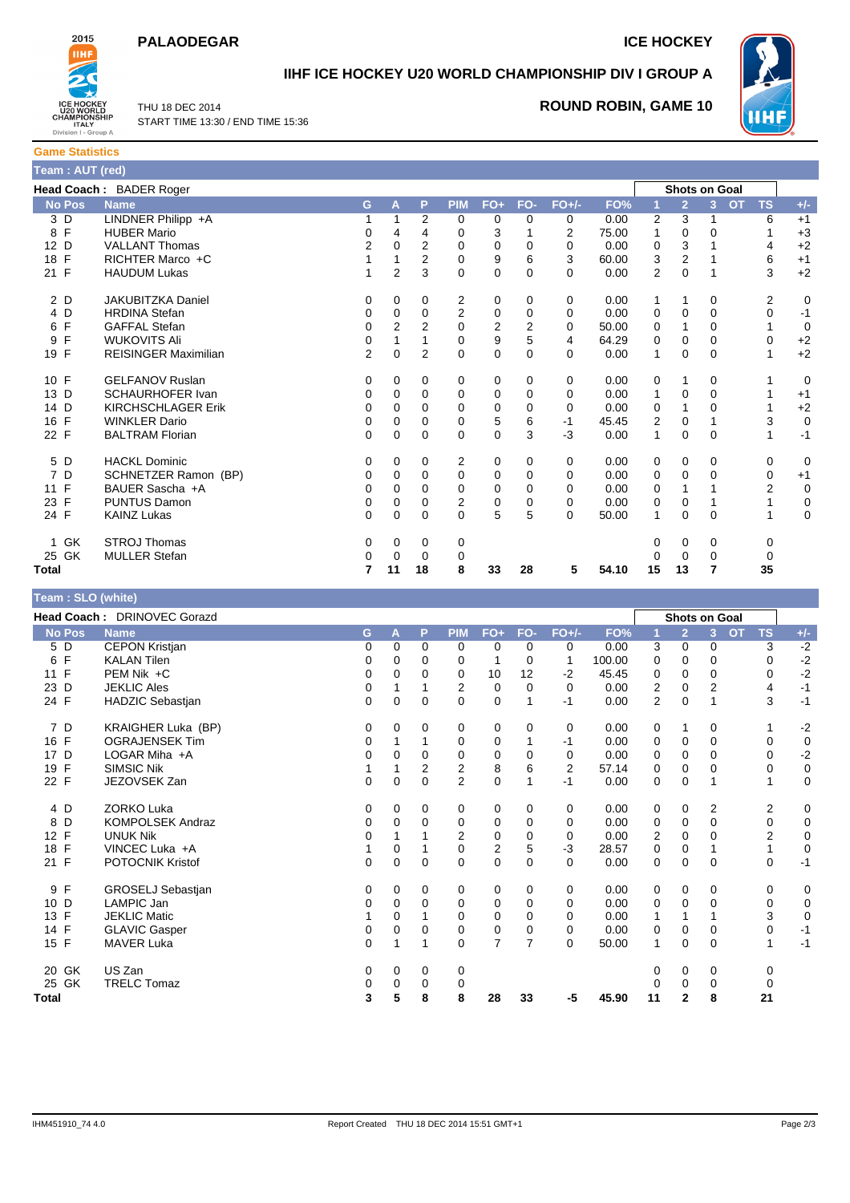# PALAODEGAR

**ICE HOCKEY**

## IIHF ICE HOCKEY U20 WORLD CHAMPIONSHIP DIV I GROUP A

THU 18 DEC 2014
START TIME 13:30 / END TIME 15:36

**ROUND ROBIN, GAME 10**

### Game Statistics

**Team : AUT (red)**

**Head Coach :** BADER Roger

| No | Pos | Name | G | A | P | PIM | FO+ | FO- | FO+/- | FO% | Shots on Goal 1 | 2 | 3 | OT | TS | +/- |
|---|---|---|---|---|---|---|---|---|---|---|---|---|---|---|---|---|
| 3 | D | LINDNER Philipp +A | 1 | 1 | 2 | 0 | 0 | 0 | 0 | 0.00 | 2 | 3 | 1 | | 6 | +1 |
| 8 | F | HUBER Mario | 0 | 4 | 4 | 0 | 3 | 1 | 2 | 75.00 | 1 | 0 | 0 | | 1 | +3 |
| 12 | D | VALLANT Thomas | 2 | 0 | 2 | 0 | 0 | 0 | 0 | 0.00 | 0 | 3 | 1 | | 4 | +2 |
| 18 | F | RICHTER Marco +C | 1 | 1 | 2 | 0 | 9 | 6 | 3 | 60.00 | 3 | 2 | 1 | | 6 | +1 |
| 21 | F | HAUDUM Lukas | 1 | 2 | 3 | 0 | 0 | 0 | 0 | 0.00 | 2 | 0 | 1 | | 3 | +2 |
| 2 | D | JAKUBITZKA Daniel | 0 | 0 | 0 | 2 | 0 | 0 | 0 | 0.00 | 1 | 1 | 0 | | 2 | 0 |
| 4 | D | HRDINA Stefan | 0 | 0 | 0 | 2 | 0 | 0 | 0 | 0.00 | 0 | 0 | 0 | | 0 | -1 |
| 6 | F | GAFFAL Stefan | 0 | 2 | 2 | 0 | 2 | 2 | 0 | 50.00 | 0 | 1 | 0 | | 1 | 0 |
| 9 | F | WUKOVITS Ali | 0 | 1 | 1 | 0 | 9 | 5 | 4 | 64.29 | 0 | 0 | 0 | | 0 | +2 |
| 19 | F | REISINGER Maximilian | 2 | 0 | 2 | 0 | 0 | 0 | 0 | 0.00 | 1 | 0 | 0 | | 1 | +2 |
| 10 | F | GELFANOV Ruslan | 0 | 0 | 0 | 0 | 0 | 0 | 0 | 0.00 | 0 | 1 | 0 | | 1 | 0 |
| 13 | D | SCHAURHOFER Ivan | 0 | 0 | 0 | 0 | 0 | 0 | 0 | 0.00 | 1 | 0 | 0 | | 1 | +1 |
| 14 | D | KIRCHSCHLAGER Erik | 0 | 0 | 0 | 0 | 0 | 0 | 0 | 0.00 | 0 | 1 | 0 | | 1 | +2 |
| 16 | F | WINKLER Dario | 0 | 0 | 0 | 0 | 5 | 6 | -1 | 45.45 | 2 | 0 | 1 | | 3 | 0 |
| 22 | F | BALTRAM Florian | 0 | 0 | 0 | 0 | 0 | 3 | -3 | 0.00 | 1 | 0 | 0 | | 1 | -1 |
| 5 | D | HACKL Dominic | 0 | 0 | 0 | 2 | 0 | 0 | 0 | 0.00 | 0 | 0 | 0 | | 0 | 0 |
| 7 | D | SCHNETZER Ramon (BP) | 0 | 0 | 0 | 0 | 0 | 0 | 0 | 0.00 | 0 | 0 | 0 | | 0 | +1 |
| 11 | F | BAUER Sascha +A | 0 | 0 | 0 | 0 | 0 | 0 | 0 | 0.00 | 0 | 1 | 1 | | 2 | 0 |
| 23 | F | PUNTUS Damon | 0 | 0 | 0 | 2 | 0 | 0 | 0 | 0.00 | 0 | 0 | 1 | | 1 | 0 |
| 24 | F | KAINZ Lukas | 0 | 0 | 0 | 0 | 5 | 5 | 0 | 50.00 | 1 | 0 | 0 | | 1 | 0 |
| 1 | GK | STROJ Thomas | 0 | 0 | 0 | 0 | | | | | 0 | 0 | 0 | | 0 | |
| 25 | GK | MULLER Stefan | 0 | 0 | 0 | 0 | | | | | 0 | 0 | 0 | | 0 | |
| **Total** | | | **7** | **11** | **18** | **8** | **33** | **28** | **5** | **54.10** | **15** | **13** | **7** | | **35** | |

**Team : SLO (white)**

**Head Coach :** DRINOVEC Gorazd

| No | Pos | Name | G | A | P | PIM | FO+ | FO- | FO+/- | FO% | Shots on Goal 1 | 2 | 3 | OT | TS | +/- |
|---|---|---|---|---|---|---|---|---|---|---|---|---|---|---|---|---|
| 5 | D | CEPON Kristjan | 0 | 0 | 0 | 0 | 0 | 0 | 0 | 0.00 | 3 | 0 | 0 | | 3 | -2 |
| 6 | F | KALAN Tilen | 0 | 0 | 0 | 0 | 1 | 0 | 1 | 100.00 | 0 | 0 | 0 | | 0 | -2 |
| 11 | F | PEM Nik +C | 0 | 0 | 0 | 0 | 10 | 12 | -2 | 45.45 | 0 | 0 | 0 | | 0 | -2 |
| 23 | D | JEKLIC Ales | 0 | 1 | 1 | 2 | 0 | 0 | 0 | 0.00 | 2 | 0 | 2 | | 4 | -1 |
| 24 | F | HADZIC Sebastjan | 0 | 0 | 0 | 0 | 0 | 1 | -1 | 0.00 | 2 | 0 | 1 | | 3 | -1 |
| 7 | D | KRAIGHER Luka (BP) | 0 | 0 | 0 | 0 | 0 | 0 | 0 | 0.00 | 0 | 1 | 0 | | 1 | -2 |
| 16 | F | OGRAJENSEK Tim | 0 | 1 | 1 | 0 | 0 | 1 | -1 | 0.00 | 0 | 0 | 0 | | 0 | 0 |
| 17 | D | LOGAR Miha +A | 0 | 0 | 0 | 0 | 0 | 0 | 0 | 0.00 | 0 | 0 | 0 | | 0 | -2 |
| 19 | F | SIMSIC Nik | 1 | 1 | 2 | 2 | 8 | 6 | 2 | 57.14 | 0 | 0 | 0 | | 0 | 0 |
| 22 | F | JEZOVSEK Zan | 0 | 0 | 0 | 2 | 0 | 1 | -1 | 0.00 | 0 | 0 | 1 | | 1 | 0 |
| 4 | D | ZORKO Luka | 0 | 0 | 0 | 0 | 0 | 0 | 0 | 0.00 | 0 | 0 | 2 | | 2 | 0 |
| 8 | D | KOMPOLSEK Andraz | 0 | 0 | 0 | 0 | 0 | 0 | 0 | 0.00 | 0 | 0 | 0 | | 0 | 0 |
| 12 | F | UNUK Nik | 0 | 1 | 1 | 2 | 0 | 0 | 0 | 0.00 | 2 | 0 | 0 | | 2 | 0 |
| 18 | F | VINCEC Luka +A | 1 | 0 | 1 | 0 | 2 | 5 | -3 | 28.57 | 0 | 0 | 1 | | 1 | 0 |
| 21 | F | POTOCNIK Kristof | 0 | 0 | 0 | 0 | 0 | 0 | 0 | 0.00 | 0 | 0 | 0 | | 0 | -1 |
| 9 | F | GROSELJ Sebastjan | 0 | 0 | 0 | 0 | 0 | 0 | 0 | 0.00 | 0 | 0 | 0 | | 0 | 0 |
| 10 | D | LAMPIC Jan | 0 | 0 | 0 | 0 | 0 | 0 | 0 | 0.00 | 0 | 0 | 0 | | 0 | 0 |
| 13 | F | JEKLIC Matic | 1 | 0 | 1 | 0 | 0 | 0 | 0 | 0.00 | 1 | 1 | 1 | | 3 | 0 |
| 14 | F | GLAVIC Gasper | 0 | 0 | 0 | 0 | 0 | 0 | 0 | 0.00 | 0 | 0 | 0 | | 0 | -1 |
| 15 | F | MAVER Luka | 0 | 1 | 1 | 0 | 7 | 7 | 0 | 50.00 | 1 | 0 | 0 | | 1 | -1 |
| 20 | GK | US Zan | 0 | 0 | 0 | 0 | | | | | 0 | 0 | 0 | | 0 | |
| 25 | GK | TRELC Tomaz | 0 | 0 | 0 | 0 | | | | | 0 | 0 | 0 | | 0 | |
| **Total** | | | **3** | **5** | **8** | **8** | **28** | **33** | **-5** | **45.90** | **11** | **2** | **8** | | **21** | |

IHM451910_74 4.0 Report Created THU 18 DEC 2014 15:51 GMT+1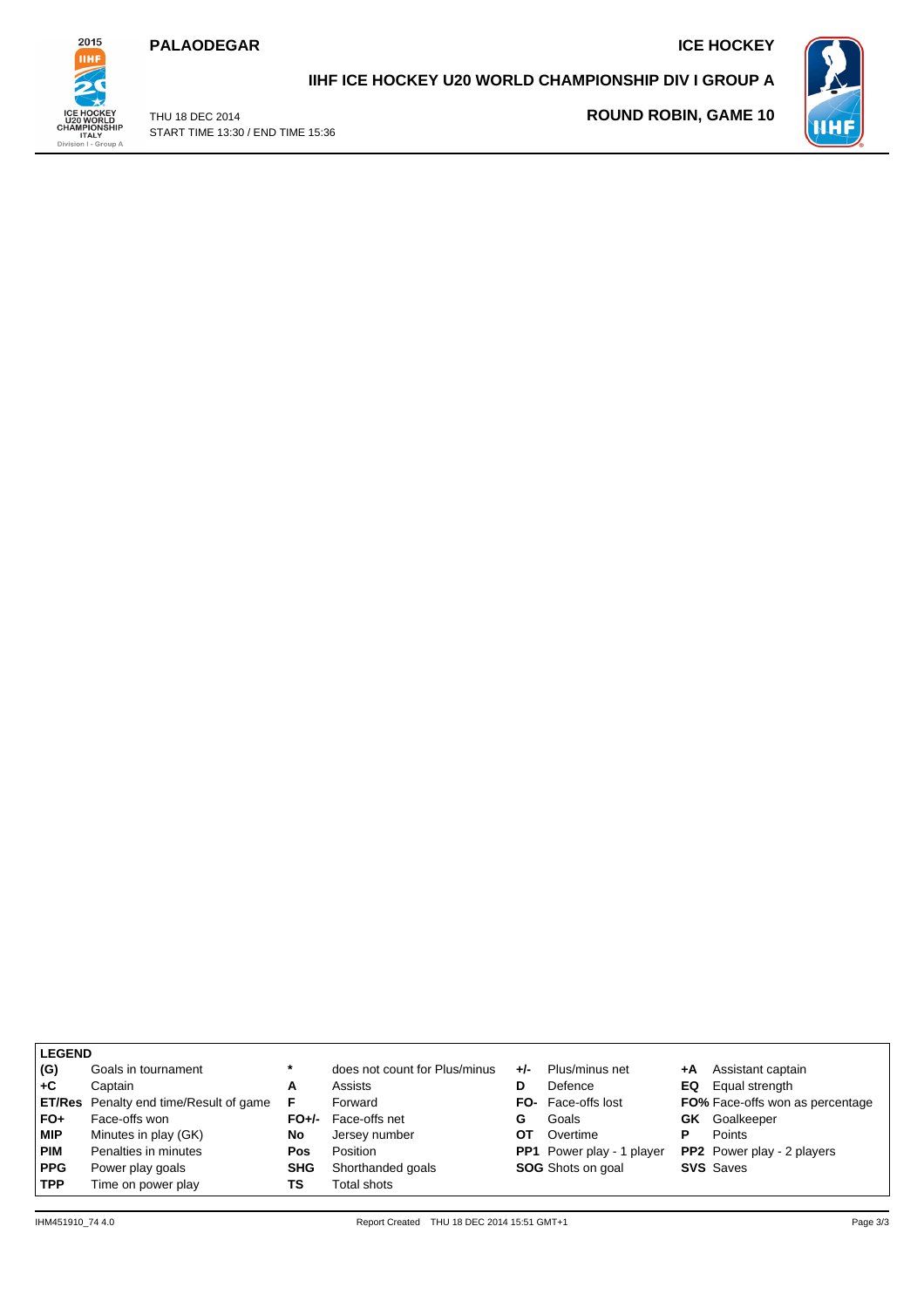**PALAODEGAR** **ICE HOCKEY**

## IIHF ICE HOCKEY U20 WORLD CHAMPIONSHIP DIV I GROUP A

THU 18 DEC 2014
START TIME 13:30 / END TIME 15:36

**ROUND ROBIN, GAME 10**

| LEGEND | | | | | | | |
|---|---|---|---|---|---|---|---|
| **(G)** | Goals in tournament | * | does not count for Plus/minus | **+/-** | Plus/minus net | **+A** | Assistant captain |
| **+C** | Captain | **A** | Assists | **D** | Defence | **EQ** | Equal strength |
| **ET/Res** | Penalty end time/Result of game | **F** | Forward | **FO-** | Face-offs lost | **FO%** | Face-offs won as percentage |
| **FO+** | Face-offs won | **FO+/-** | Face-offs net | **G** | Goals | **GK** | Goalkeeper |
| **MIP** | Minutes in play (GK) | **No** | Jersey number | **OT** | Overtime | **P** | Points |
| **PIM** | Penalties in minutes | **Pos** | Position | **PP1** | Power play - 1 player | **PP2** | Power play - 2 players |
| **PPG** | Power play goals | **SHG** | Shorthanded goals | **SOG** | Shots on goal | **SVS** | Saves |
| **TPP** | Time on power play | **TS** | Total shots | | | | |

IHM451910_74 4.0 Report Created THU 18 DEC 2014 15:51 GMT+1